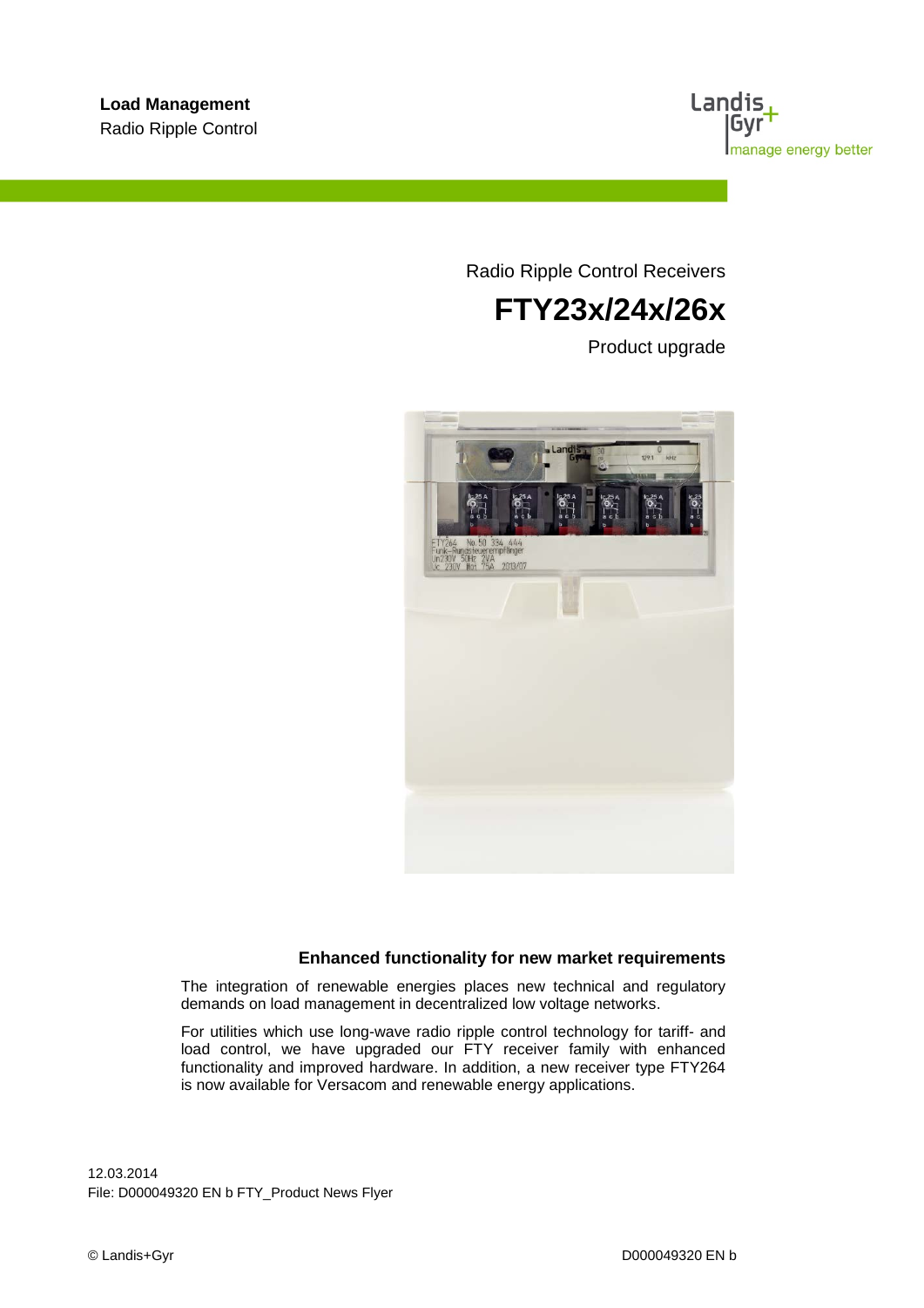**Load Management**
Radio Ripple Control

Radio Ripple Control Receivers

# FTY23x/24x/26x

Product upgrade

## Enhanced functionality for new market requirements

The integration of renewable energies places new technical and regulatory demands on load management in decentralized low voltage networks.

For utilities which use long-wave radio ripple control technology for tariff- and load control, we have upgraded our FTY receiver family with enhanced functionality and improved hardware. In addition, a new receiver type FTY264 is now available for Versacom and renewable energy applications.

12.03.2014
File: D000049320 EN b FTY_Product News Flyer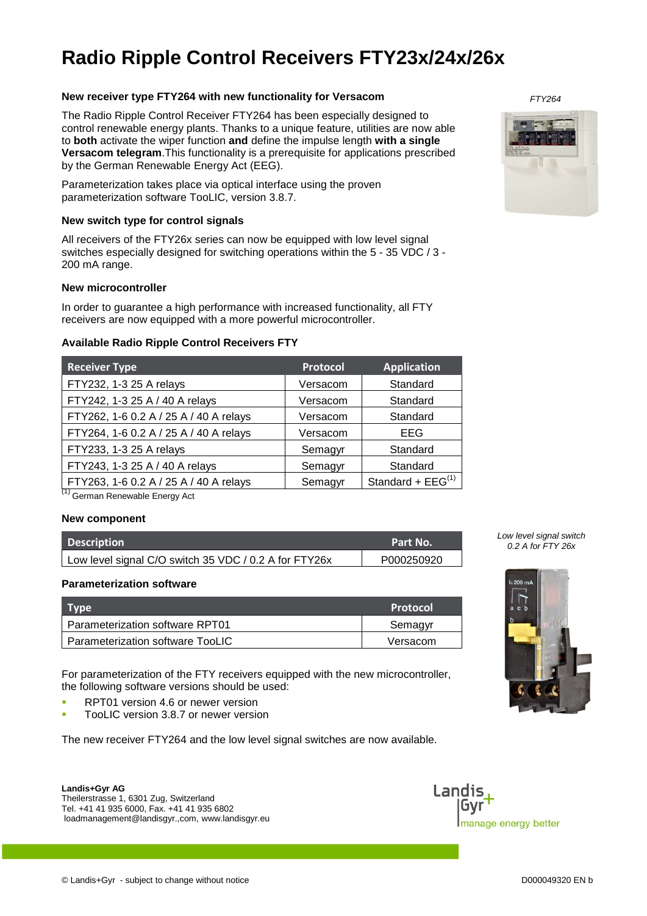# Radio Ripple Control Receivers FTY23x/24x/26x

### New receiver type FTY264 with new functionality for Versacom

*FTY264*

The Radio Ripple Control Receiver FTY264 has been especially designed to control renewable energy plants. Thanks to a unique feature, utilities are now able to **both** activate the wiper function **and** define the impulse length **with a single Versacom telegram**.This functionality is a prerequisite for applications prescribed by the German Renewable Energy Act (EEG).

Parameterization takes place via optical interface using the proven parameterization software TooLIC, version 3.8.7.

### New switch type for control signals

All receivers of the FTY26x series can now be equipped with low level signal switches especially designed for switching operations within the 5 - 35 VDC / 3 - 200 mA range.

### New microcontroller

In order to guarantee a high performance with increased functionality, all FTY receivers are now equipped with a more powerful microcontroller.

### Available Radio Ripple Control Receivers FTY

| Receiver Type | Protocol | Application |
|---|---|---|
| FTY232, 1-3 25 A relays | Versacom | Standard |
| FTY242, 1-3 25 A / 40 A relays | Versacom | Standard |
| FTY262, 1-6 0.2 A / 25 A / 40 A relays | Versacom | Standard |
| FTY264, 1-6 0.2 A / 25 A / 40 A relays | Versacom | EEG |
| FTY233, 1-3 25 A relays | Semagyr | Standard |
| FTY243, 1-3 25 A / 40 A relays | Semagyr | Standard |
| FTY263, 1-6 0.2 A / 25 A / 40 A relays | Semagyr | Standard + EEG[1] |

[1] German Renewable Energy Act

### New component

*Low level signal switch 0.2 A for FTY 26x*

| Description | Part No. |
|---|---|
| Low level signal C/O switch 35 VDC / 0.2 A for FTY26x | P000250920 |

### Parameterization software

| Type | Protocol |
|---|---|
| Parameterization software RPT01 | Semagyr |
| Parameterization software TooLIC | Versacom |

For parameterization of the FTY receivers equipped with the new microcontroller, the following software versions should be used:

- RPT01 version 4.6 or newer version
- TooLIC version 3.8.7 or newer version

The new receiver FTY264 and the low level signal switches are now available.

**Landis+Gyr AG**
Theilerstrasse 1, 6301 Zug, Switzerland
Tel. +41 41 935 6000, Fax. +41 41 935 6802
loadmanagement@landisgyr.,com, www.landisgyr.eu

Landis+Gyr
manage energy better

© Landis+Gyr - subject to change without notice

D000049320 EN b